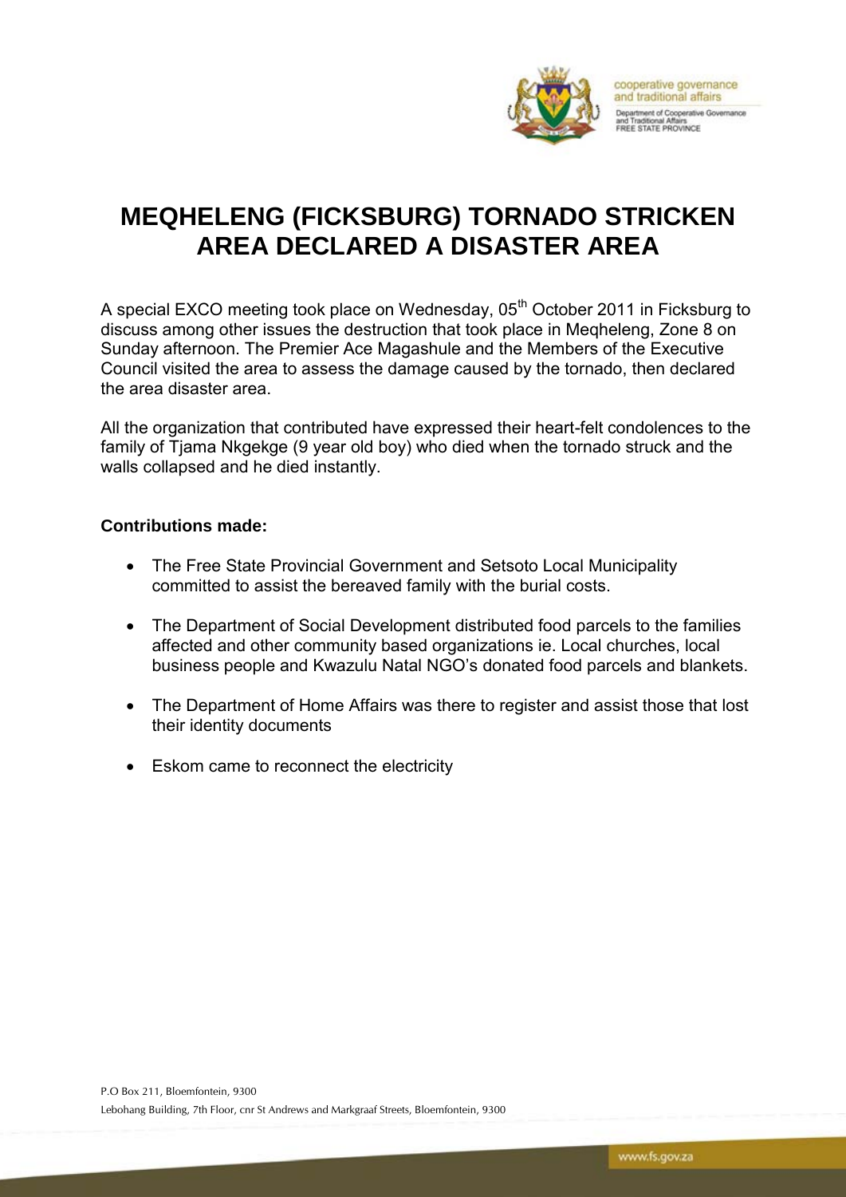# MEQHELENG (FICKSBURG) TORNADO STRICKEN AREA DECLARED A DISASTER AREA

A special EXCO meeting took place on Wednesday, 05th October 2011 in Ficksburg to discuss among other issues the destruction that took place in Meqheleng, Zone 8 on Sunday afternoon. The Premier Ace Magashule and the Members of the Executive Council visited the area to assess the damage caused by the tornado, then declared the area disaster area.

All the organization that contributed have expressed their heart-felt condolences to the family of Tjama Nkgekge (9 year old boy) who died when the tornado struck and the walls collapsed and he died instantly.

**Contributions made:**

- The Free State Provincial Government and Setsoto Local Municipality committed to assist the bereaved family with the burial costs.
- The Department of Social Development distributed food parcels to the families affected and other community based organizations ie. Local churches, local business people and Kwazulu Natal NGO's donated food parcels and blankets.
- The Department of Home Affairs was there to register and assist those that lost their identity documents
- Eskom came to reconnect the electricity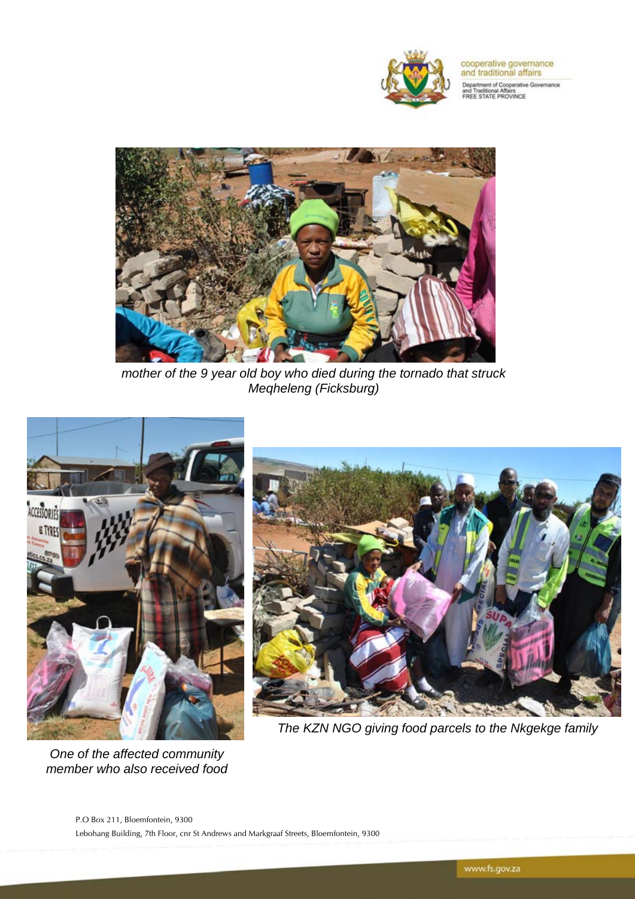*mother of the 9 year old boy who died during the tornado that struck Meqheleng (Ficksburg)*

*One of the affected community member who also received food*

*The KZN NGO giving food parcels to the Nkgekge family*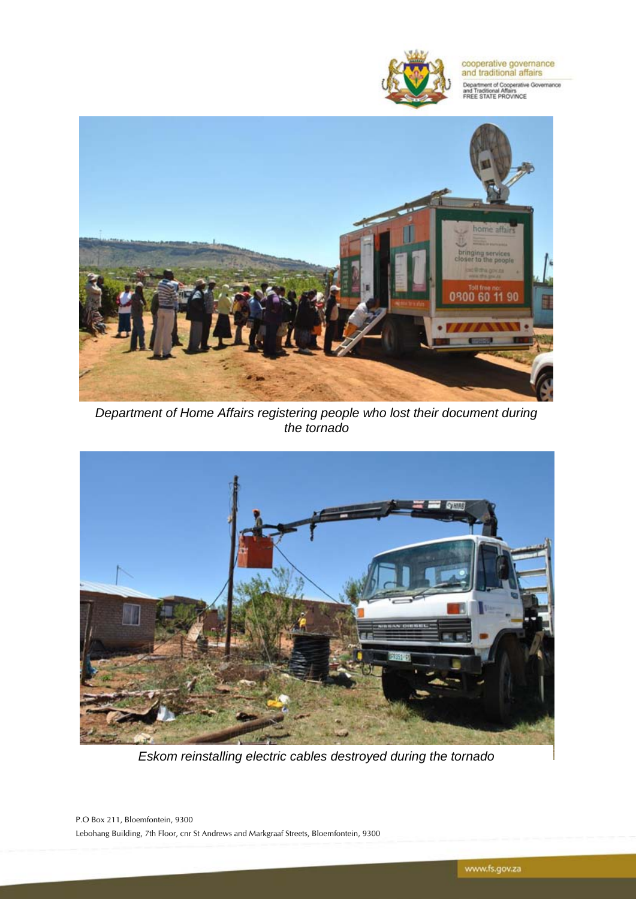*Department of Home Affairs registering people who lost their document during the tornado*

*Eskom reinstalling electric cables destroyed during the tornado*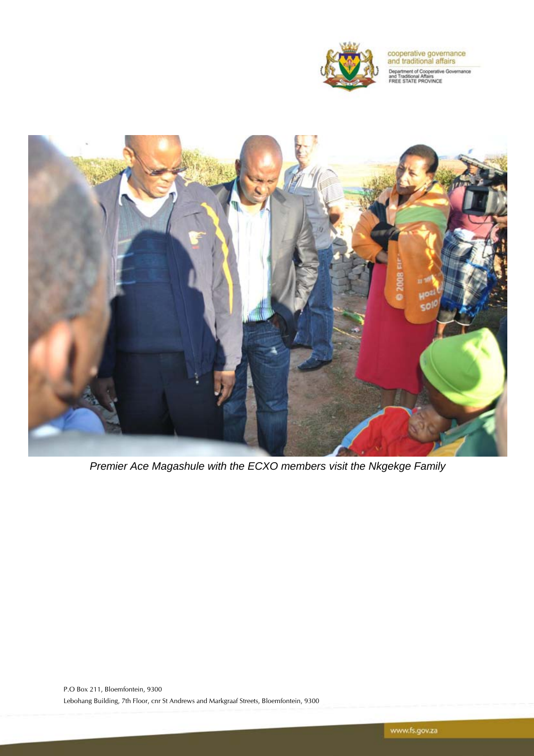*Premier Ace Magashule with the ECXO members visit the Nkgekge Family*

P.O Box 211, Bloemfontein, 9300

Lebohang Building, 7th Floor, cnr St Andrews and Markgraaf Streets, Bloemfontein, 9300

www.fs.gov.za